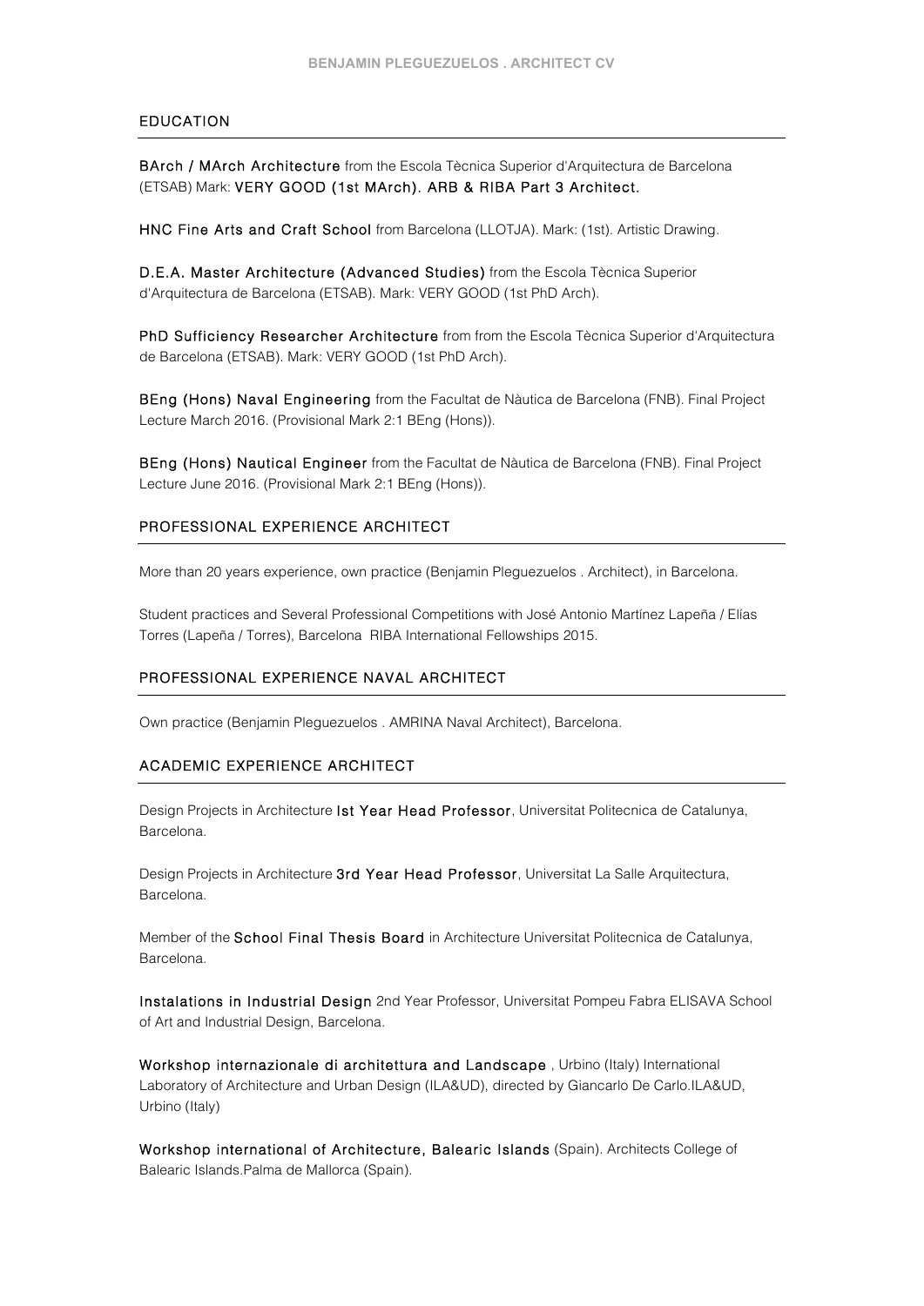## EDUCATION

**BArch / MArch Architecture** from the Escola Tècnica Superior d'Arquitectura de Barcelona (ETSAB) Mark: **VERY GOOD (1st MArch). ARB & RIBA Part 3 Architect.**

**HNC Fine Arts and Craft School** from Barcelona (LLOTJA). Mark: (1st). Artistic Drawing.

**D.E.A. Master Architecture (Advanced Studies)** from the Escola Tècnica Superior d'Arquitectura de Barcelona (ETSAB). Mark: VERY GOOD (1st PhD Arch).

**PhD Sufficiency Researcher Architecture** from from the Escola Tècnica Superior d'Arquitectura de Barcelona (ETSAB). Mark: VERY GOOD (1st PhD Arch).

**BEng (Hons) Naval Engineering** from the Facultat de Nàutica de Barcelona (FNB). Final Project Lecture March 2016. (Provisional Mark 2:1 BEng (Hons)).

**BEng (Hons) Nautical Engineer** from the Facultat de Nàutica de Barcelona (FNB). Final Project Lecture June 2016. (Provisional Mark 2:1 BEng (Hons)).

## PROFESSIONAL EXPERIENCE ARCHITECT

More than 20 years experience, own practice (Benjamin Pleguezuelos . Architect), in Barcelona.

Student practices and Several Professional Competitions with José Antonio Martínez Lapeña / Elías Torres (Lapeña / Torres), Barcelona RIBA International Fellowships 2015.

## PROFESSIONAL EXPERIENCE NAVAL ARCHITECT

Own practice (Benjamin Pleguezuelos . AMRINA Naval Architect), Barcelona.

## ACADEMIC EXPERIENCE ARCHITECT

Design Projects in Architecture **Ist Year Head Professor**, Universitat Politecnica de Catalunya, Barcelona.

Design Projects in Architecture **3rd Year Head Professor**, Universitat La Salle Arquitectura, Barcelona.

Member of the **School Final Thesis Board** in Architecture Universitat Politecnica de Catalunya, Barcelona.

**Instalations in Industrial Design** 2nd Year Professor, Universitat Pompeu Fabra ELISAVA School of Art and Industrial Design, Barcelona.

**Workshop internazionale di architettura and Landscape** , Urbino (Italy) International Laboratory of Architecture and Urban Design (ILA&UD), directed by Giancarlo De Carlo.ILA&UD, Urbino (Italy)

**Workshop international of Architecture, Balearic Islands** (Spain). Architects College of Balearic Islands.Palma de Mallorca (Spain).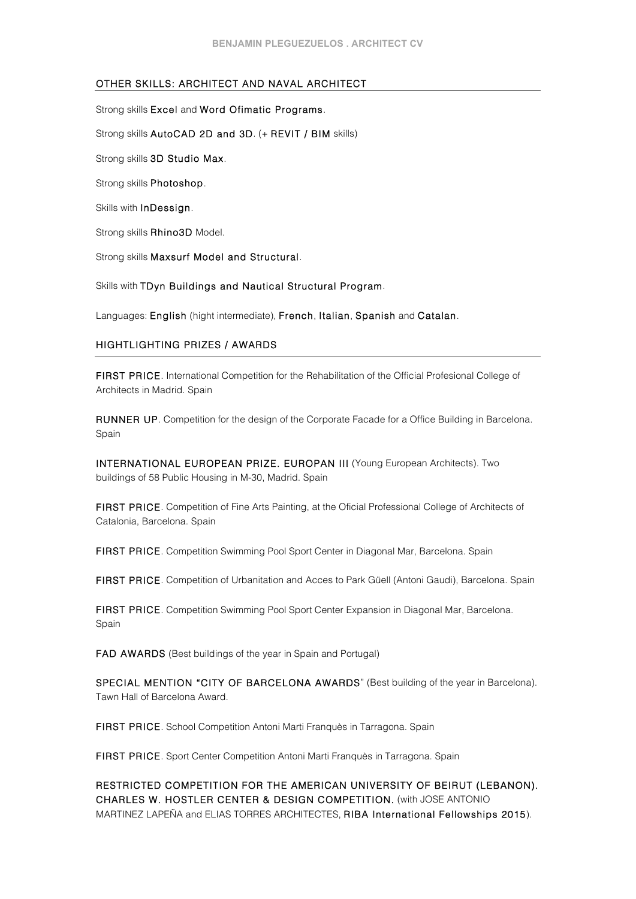## OTHER SKILLS: ARCHITECT AND NAVAL ARCHITECT

Strong skills **Excel** and **Word Ofimatic Programs**.

Strong skills **AutoCAD 2D and 3D**. (+ **REVIT / BIM** skills)

Strong skills **3D Studio Max**.

Strong skills **Photoshop**.

Skills with **InDessign**.

Strong skills **Rhino3D** Model.

Strong skills **Maxsurf Model and Structural**.

Skills with **TDyn Buildings and Nautical Structural Program**.

Languages: **English** (hight intermediate), **French**, **Italian**, **Spanish** and **Catalan**.

## HIGHTLIGHTING PRIZES / AWARDS

**FIRST PRICE**. International Competition for the Rehabilitation of the Official Profesional College of Architects in Madrid. Spain

**RUNNER UP**. Competition for the design of the Corporate Facade for a Office Building in Barcelona. Spain

**INTERNATIONAL EUROPEAN PRIZE. EUROPAN III** (Young European Architects). Two buildings of 58 Public Housing in M-30, Madrid. Spain

**FIRST PRICE**. Competition of Fine Arts Painting, at the Oficial Professional College of Architects of Catalonia, Barcelona. Spain

**FIRST PRICE**. Competition Swimming Pool Sport Center in Diagonal Mar, Barcelona. Spain

**FIRST PRICE**. Competition of Urbanitation and Acces to Park Güell (Antoni Gaudi), Barcelona. Spain

**FIRST PRICE**. Competition Swimming Pool Sport Center Expansion in Diagonal Mar, Barcelona. Spain

**FAD AWARDS** (Best buildings of the year in Spain and Portugal)

**SPECIAL MENTION "CITY OF BARCELONA AWARDS"** (Best building of the year in Barcelona). Tawn Hall of Barcelona Award.

**FIRST PRICE**. School Competition Antoni Marti Franquès in Tarragona. Spain

**FIRST PRICE**. Sport Center Competition Antoni Marti Franquès in Tarragona. Spain

**RESTRICTED COMPETITION FOR THE AMERICAN UNIVERSITY OF BEIRUT (LEBANON). CHARLES W. HOSTLER CENTER & DESIGN COMPETITION.** (with JOSE ANTONIO MARTINEZ LAPEÑA and ELIAS TORRES ARCHITECTES, **RIBA International Fellowships 2015**).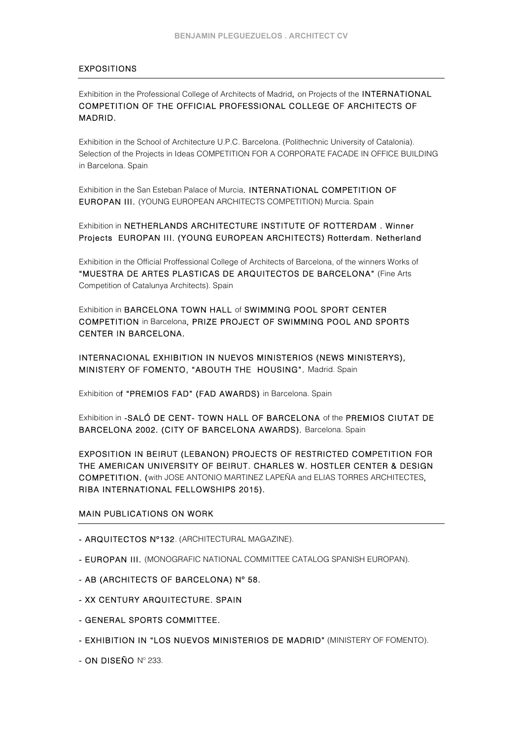## EXPOSITIONS

Exhibition in the Professional College of Architects of Madrid, on Projects of the **INTERNATIONAL COMPETITION OF THE OFFICIAL PROFESSIONAL COLLEGE OF ARCHITECTS OF MADRID.**

Exhibition in the School of Architecture U.P.C. Barcelona. (Polithechnic University of Catalonia). Selection of the Projects in Ideas COMPETITION FOR A CORPORATE FACADE IN OFFICE BUILDING in Barcelona. Spain

Exhibition in the San Esteban Palace of Murcia. **INTERNATIONAL COMPETITION OF EUROPAN III.** (YOUNG EUROPEAN ARCHITECTS COMPETITION) Murcia. Spain

Exhibition in **NETHERLANDS ARCHITECTURE INSTITUTE OF ROTTERDAM . Winner Projects EUROPAN III. (YOUNG EUROPEAN ARCHITECTS) Rotterdam. Netherland**

Exhibition in the Official Proffessional College of Architects of Barcelona, of the winners Works of **"MUESTRA DE ARTES PLASTICAS DE ARQUITECTOS DE BARCELONA"** (Fine Arts Competition of Catalunya Architects). Spain

Exhibition in **BARCELONA TOWN HALL** of **SWIMMING POOL SPORT CENTER COMPETITION** in Barcelona, **PRIZE PROJECT OF SWIMMING POOL AND SPORTS CENTER IN BARCELONA.**

**INTERNACIONAL EXHIBITION IN NUEVOS MINISTERIOS (NEWS MINISTERYS), MINISTERY OF FOMENTO, "ABOUTH THE HOUSING".** Madrid. Spain

Exhibition of **"PREMIOS FAD" (FAD AWARDS)** in Barcelona. Spain

Exhibition in **-SALÓ DE CENT- TOWN HALL OF BARCELONA** of the **PREMIOS CIUTAT DE BARCELONA 2002. (CITY OF BARCELONA AWARDS).** Barcelona. Spain

**EXPOSITION IN BEIRUT (LEBANON) PROJECTS OF RESTRICTED COMPETITION FOR THE AMERICAN UNIVERSITY OF BEIRUT. CHARLES W. HOSTLER CENTER & DESIGN COMPETITION. (**with JOSE ANTONIO MARTINEZ LAPEÑA and ELIAS TORRES ARCHITECTES, **RIBA INTERNATIONAL FELLOWSHIPS 2015).**

## MAIN PUBLICATIONS ON WORK

- **ARQUITECTOS Nº132**. (ARCHITECTURAL MAGAZINE).
- **EUROPAN III.** (MONOGRAFIC NATIONAL COMMITTEE CATALOG SPANISH EUROPAN).
- **AB (ARCHITECTS OF BARCELONA) Nº 58.**
- **XX CENTURY ARQUITECTURE. SPAIN**
- **GENERAL SPORTS COMMITTEE.**
- **EXHIBITION IN "LOS NUEVOS MINISTERIOS DE MADRID"** (MINISTERY OF FOMENTO).
- **ON DISEÑO** Nº 233.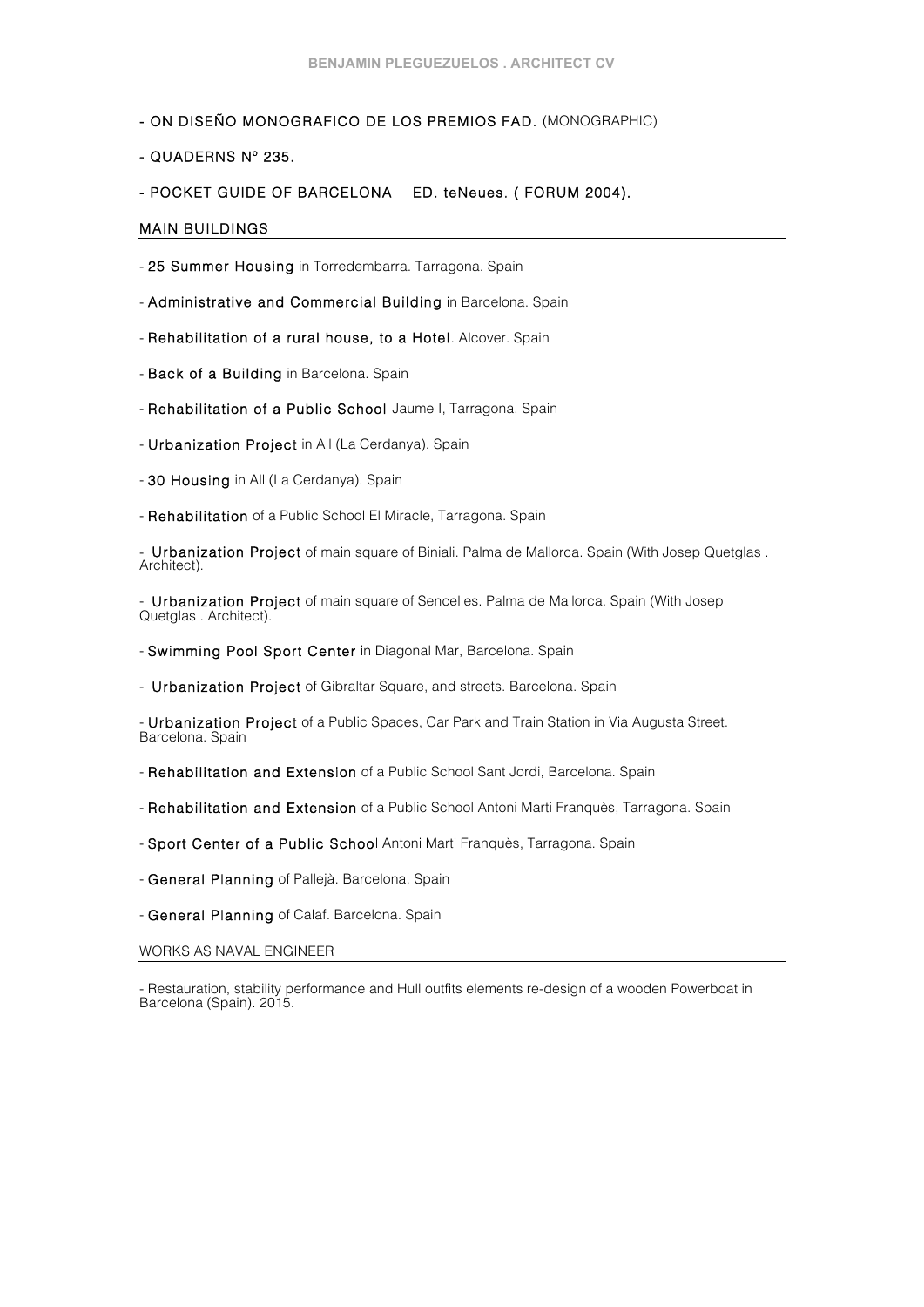- **ON DISEÑO MONOGRAFICO DE LOS PREMIOS FAD.** (MONOGRAPHIC)

- **QUADERNS Nº 235.**

- **POCKET GUIDE OF BARCELONA ED. teNeues. ( FORUM 2004).**

## MAIN BUILDINGS

- **25 Summer Housing** in Torredembarra. Tarragona. Spain
- **Administrative and Commercial Building** in Barcelona. Spain
- **Rehabilitation of a rural house, to a Hote**l. Alcover. Spain
- **Back of a Building** in Barcelona. Spain
- **Rehabilitation of a Public School** Jaume I, Tarragona. Spain
- **Urbanization Project** in All (La Cerdanya). Spain
- **30 Housing** in All (La Cerdanya). Spain
- **Rehabilitation** of a Public School El Miracle, Tarragona. Spain
- **Urbanization Project** of main square of Biniali. Palma de Mallorca. Spain (With Josep Quetglas . Architect).
- **Urbanization Project** of main square of Sencelles. Palma de Mallorca. Spain (With Josep Quetglas . Architect).
- **Swimming Pool Sport Center** in Diagonal Mar, Barcelona. Spain
- **Urbanization Project** of Gibraltar Square, and streets. Barcelona. Spain
- **Urbanization Project** of a Public Spaces, Car Park and Train Station in Via Augusta Street. Barcelona. Spain
- **Rehabilitation and Extension** of a Public School Sant Jordi, Barcelona. Spain
- **Rehabilitation and Extension** of a Public School Antoni Marti Franquès, Tarragona. Spain
- **Sport Center of a Public Schoo**l Antoni Marti Franquès, Tarragona. Spain
- **General Planning** of Pallejà. Barcelona. Spain
- **General Planning** of Calaf. Barcelona. Spain

## WORKS AS NAVAL ENGINEER

- Restauration, stability performance and Hull outfits elements re-design of a wooden Powerboat in Barcelona (Spain). 2015.